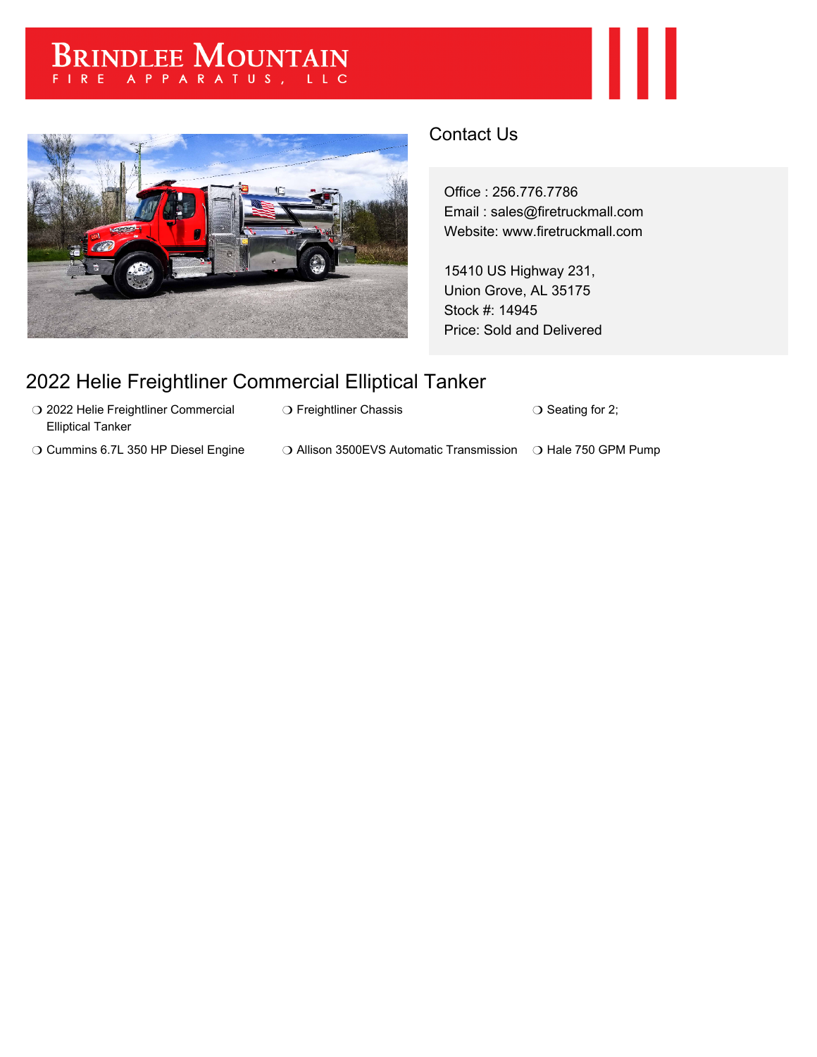# Brindlee Mountain

FIRE APPARATUS, LLC

## Contact Us

Office : 256.776.7786
Email : sales@firetruckmall.com
Website: www.firetruckmall.com

15410 US Highway 231,
Union Grove, AL 35175
Stock #: 14945
Price: Sold and Delivered

## 2022 Helie Freightliner Commercial Elliptical Tanker

- 2022 Helie Freightliner Commercial Elliptical Tanker
- Freightliner Chassis
- Seating for 2;
- Cummins 6.7L 350 HP Diesel Engine
- Allison 3500EVS Automatic Transmission
- Hale 750 GPM Pump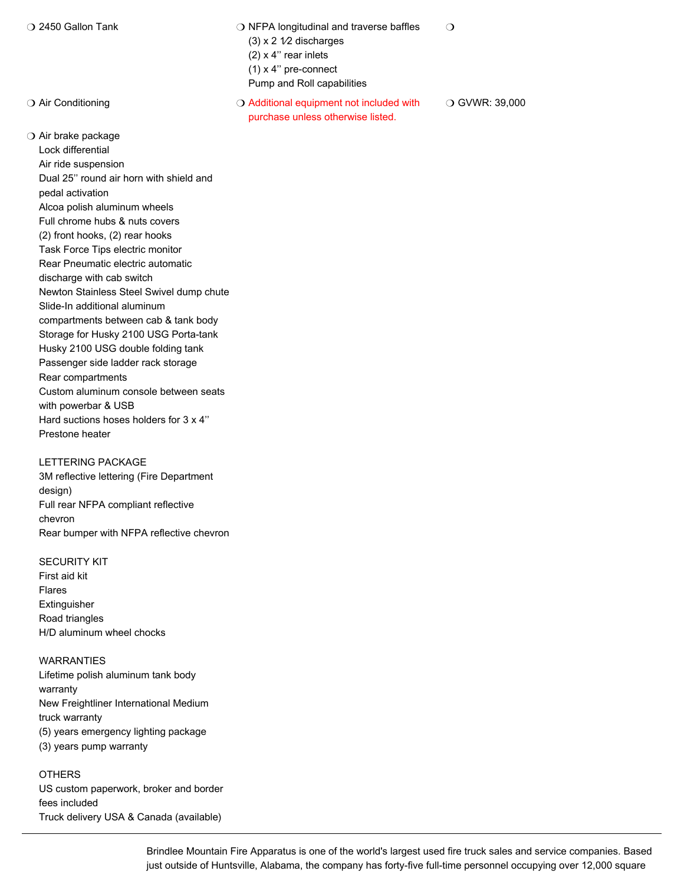- 2450 Gallon Tank
- NFPA longitudinal and traverse baffles
  (3) x 2 1⁄2 discharges
  (2) x 4'' rear inlets
  (1) x 4'' pre-connect
  Pump and Roll capabilities
- 
- Air Conditioning
- Additional equipment not included with purchase unless otherwise listed.
- GVWR: 39,000
- Air brake package
  Lock differential
  Air ride suspension
  Dual 25'' round air horn with shield and pedal activation
  Alcoa polish aluminum wheels
  Full chrome hubs & nuts covers
  (2) front hooks, (2) rear hooks
  Task Force Tips electric monitor
  Rear Pneumatic electric automatic discharge with cab switch
  Newton Stainless Steel Swivel dump chute
  Slide-In additional aluminum compartments between cab & tank body
  Storage for Husky 2100 USG Porta-tank
  Husky 2100 USG double folding tank
  Passenger side ladder rack storage
  Rear compartments
  Custom aluminum console between seats with powerbar & USB
  Hard suctions hoses holders for 3 x 4''
  Prestone heater

  LETTERING PACKAGE
  3M reflective lettering (Fire Department design)
  Full rear NFPA compliant reflective chevron
  Rear bumper with NFPA reflective chevron

  SECURITY KIT
  First aid kit
  Flares
  Extinguisher
  Road triangles
  H/D aluminum wheel chocks

  WARRANTIES
  Lifetime polish aluminum tank body warranty
  New Freightliner International Medium truck warranty
  (5) years emergency lighting package
  (3) years pump warranty

  OTHERS
  US custom paperwork, broker and border fees included
  Truck delivery USA & Canada (available)

---

Brindlee Mountain Fire Apparatus is one of the world's largest used fire truck sales and service companies. Based just outside of Huntsville, Alabama, the company has forty-five full-time personnel occupying over 12,000 square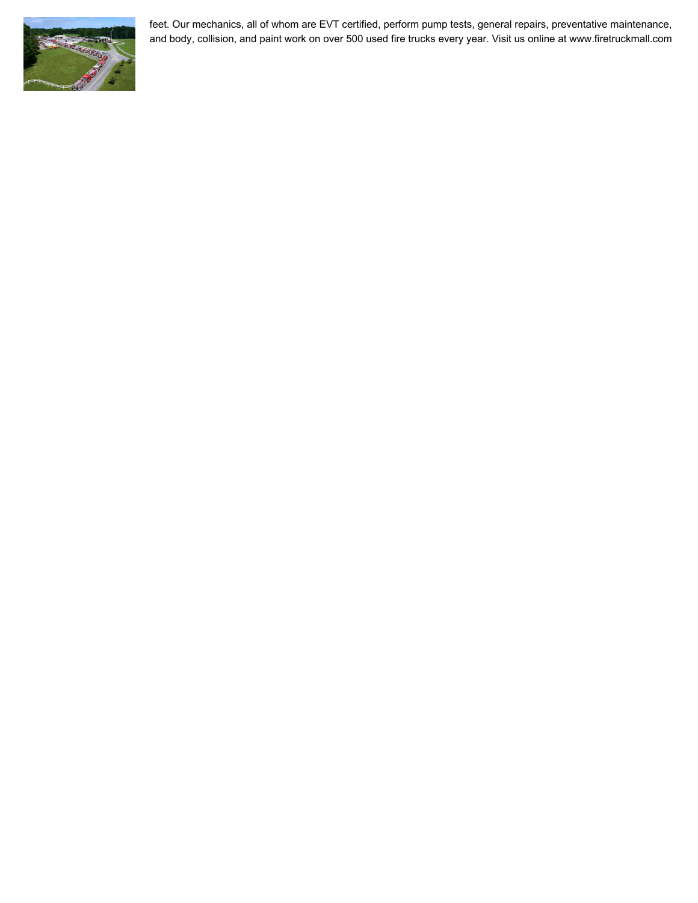feet. Our mechanics, all of whom are EVT certified, perform pump tests, general repairs, preventative maintenance, and body, collision, and paint work on over 500 used fire trucks every year. Visit us online at www.firetruckmall.com